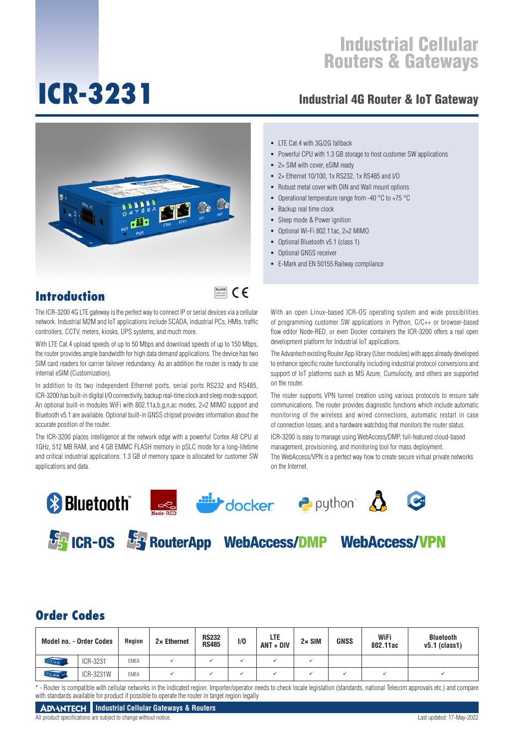# ICR-3231

## Industrial Cellular Routers & Gateways

## Industrial 4G Router & IoT Gateway

- LTE Cat.4 with 3G/2G fallback
- Powerful CPU with 1.3 GB storage to host customer SW applications
- 2× SIM with cover, eSIM ready
- 2× Ethernet 10/100, 1x RS232, 1x RS485 and I/O
- Robust metal cover with DIN and Wall mount options
- Operational temperature range from -40 °C to +75 °C
- Backup real time clock
- Sleep mode & Power ignition
- Optional Wi-Fi 802.11ac, 2×2 MIMO
- Optional Bluetooth v5.1 (class 1)
- Optional GNSS receiver
- E-Mark and EN 50155 Railway compliance

## Introduction

The ICR-3200 4G LTE gateway is the perfect way to connect IP or serial devices via a cellular network. Industrial M2M and IoT applications include SCADA, industrial PCs, HMIs, traffic controllers, CCTV, meters, kiosks, UPS systems, and much more.

With LTE Cat.4 upload speeds of up to 50 Mbps and download speeds of up to 150 Mbps, the router provides ample bandwidth for high data demand applications. The device has two SIM card readers for carrier failover redundancy. As an addition the router is ready to use internal eSIM (Customization).

In addition to its two independent Ethernet ports, serial ports RS232 and RS485, ICR-3200 has built-in digital I/O connectivity, backup real-time clock and sleep mode support. An optional built-in modules WiFi with 802.11a,b,g,n,ac modes, 2×2 MIMO support and Bluetooth v5.1 are available. Optional built-in GNSS chipset provides information about the accurate position of the router.

The ICR-3200 places intelligence at the network edge with a powerful Cortex A8 CPU at 1GHz, 512 MB RAM, and 4 GB EMMC FLASH memory in pSLC mode for a long-lifetime and critical industrial applications. 1.3 GB of memory space is allocated for customer SW applications and data.

With an open Linux-based ICR-OS operating system and wide possibilities of programming customer SW applications in Python, C/C++ or browser-based flow editor Node-RED, or even Docker containers the ICR-3200 offers a real open development platform for Industrial IoT applications.

The Advantech existing Router App library (User modules) with apps already developed to enhance specific router functionality including industrial protocol conversions and support of IoT platforms such as MS Azure, Cumulocity, and others are supported on the router.

The router supports VPN tunnel creation using various protocols to ensure safe communications. The router provides diagnostic functions which include automatic monitoring of the wireless and wired connections, automatic restart in case of connection losses, and a hardware watchdog that monitors the router status.

ICR-3200 is easy to manage using WebAccess/DMP, full-featured cloud-based management, provisioning, and monitoring tool for mass deployment.
The WebAccess/VPN is a perfect way how to create secure virtual private networks on the Internet.

## Order Codes

| Model no. - Order Codes | | Region | 2× Ethernet | RS232 RS485 | I/O | LTE ANT + DIV | 2× SIM | GNSS | WiFi 802.11ac | Bluetooth v5.1 (class1) |
|---|---|---|---|---|---|---|---|---|---|---|
| | ICR-3231 | EMEA | ✓ | ✓ | ✓ | ✓ | ✓ | | | |
| | ICR-3231W | EMEA | ✓ | ✓ | ✓ | ✓ | ✓ | ✓ | ✓ | ✓ |

* - Router is compatible with cellular networks in the indicated region. Importer/operator needs to check locale legislation (standards, national Telecom approvals etc.) and compare with standards available for product if possible to operate the router in target region legally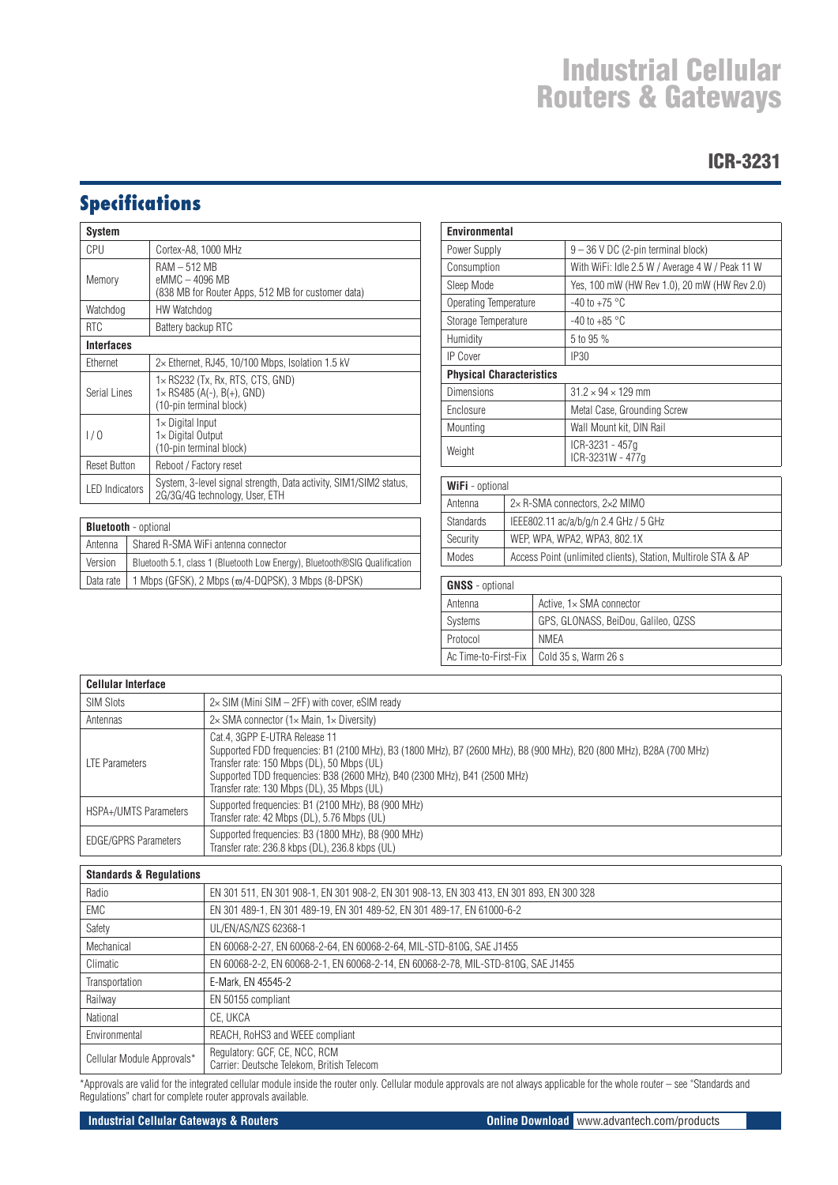# Industrial Cellular Routers & Gateways

## ICR-3231

## Specifications

| System | |
|---|---|
| CPU | Cortex-A8, 1000 MHz |
| Memory | RAM – 512 MB<br>eMMC – 4096 MB<br>(838 MB for Router Apps, 512 MB for customer data) |
| Watchdog | HW Watchdog |
| RTC | Battery backup RTC |
| **Interfaces** | |
| Ethernet | 2× Ethernet, RJ45, 10/100 Mbps, Isolation 1.5 kV |
| Serial Lines | 1× RS232 (Tx, Rx, RTS, CTS, GND)<br>1× RS485 (A(-), B(+), GND)<br>(10-pin terminal block) |
| I / O | 1× Digital Input<br>1× Digital Output<br>(10-pin terminal block) |
| Reset Button | Reboot / Factory reset |
| LED Indicators | System, 3-level signal strength, Data activity, SIM1/SIM2 status, 2G/3G/4G technology, User, ETH |

| **Bluetooth** - optional | |
|---|---|
| Antenna | Shared R-SMA WiFi antenna connector |
| Version | Bluetooth 5.1, class 1 (Bluetooth Low Energy), Bluetooth®SIG Qualification |
| Data rate | 1 Mbps (GFSK), 2 Mbps (ϖ/4-DQPSK), 3 Mbps (8-DPSK) |

| Environmental | |
|---|---|
| Power Supply | 9 – 36 V DC (2-pin terminal block) |
| Consumption | With WiFi: Idle 2.5 W / Average 4 W / Peak 11 W |
| Sleep Mode | Yes, 100 mW (HW Rev 1.0), 20 mW (HW Rev 2.0) |
| Operating Temperature | -40 to +75 °C |
| Storage Temperature | -40 to +85 °C |
| Humidity | 5 to 95 % |
| IP Cover | IP30 |
| **Physical Characteristics** | |
| Dimensions | 31.2 × 94 × 129 mm |
| Enclosure | Metal Case, Grounding Screw |
| Mounting | Wall Mount kit, DIN Rail |
| Weight | ICR-3231 - 457g<br>ICR-3231W - 477g |

| **WiFi** - optional | |
|---|---|
| Antenna | 2× R-SMA connectors, 2×2 MIMO |
| Standards | IEEE802.11 ac/a/b/g/n 2.4 GHz / 5 GHz |
| Security | WEP, WPA, WPA2, WPA3, 802.1X |
| Modes | Access Point (unlimited clients), Station, Multirole STA & AP |

| **GNSS** - optional | |
|---|---|
| Antenna | Active, 1× SMA connector |
| Systems | GPS, GLONASS, BeiDou, Galileo, QZSS |
| Protocol | NMEA |
| Ac Time-to-First-Fix | Cold 35 s, Warm 26 s |

| Cellular Interface | |
|---|---|
| SIM Slots | 2× SIM (Mini SIM – 2FF) with cover, eSIM ready |
| Antennas | 2× SMA connector (1× Main, 1× Diversity) |
| LTE Parameters | Cat.4, 3GPP E-UTRA Release 11<br>Supported FDD frequencies: B1 (2100 MHz), B3 (1800 MHz), B7 (2600 MHz), B8 (900 MHz), B20 (800 MHz), B28A (700 MHz)<br>Transfer rate: 150 Mbps (DL), 50 Mbps (UL)<br>Supported TDD frequencies: B38 (2600 MHz), B40 (2300 MHz), B41 (2500 MHz)<br>Transfer rate: 130 Mbps (DL), 35 Mbps (UL) |
| HSPA+/UMTS Parameters | Supported frequencies: B1 (2100 MHz), B8 (900 MHz)<br>Transfer rate: 42 Mbps (DL), 5.76 Mbps (UL) |
| EDGE/GPRS Parameters | Supported frequencies: B3 (1800 MHz), B8 (900 MHz)<br>Transfer rate: 236.8 kbps (DL), 236.8 kbps (UL) |

| Standards & Regulations | |
|---|---|
| Radio | EN 301 511, EN 301 908-1, EN 301 908-2, EN 301 908-13, EN 303 413, EN 301 893, EN 300 328 |
| EMC | EN 301 489-1, EN 301 489-19, EN 301 489-52, EN 301 489-17, EN 61000-6-2 |
| Safety | UL/EN/AS/NZS 62368-1 |
| Mechanical | EN 60068-2-27, EN 60068-2-64, EN 60068-2-64, MIL-STD-810G, SAE J1455 |
| Climatic | EN 60068-2-2, EN 60068-2-1, EN 60068-2-14, EN 60068-2-78, MIL-STD-810G, SAE J1455 |
| Transportation | E-Mark, EN 45545-2 |
| Railway | EN 50155 compliant |
| National | CE, UKCA |
| Environmental | REACH, RoHS3 and WEEE compliant |
| Cellular Module Approvals* | Regulatory: GCF, CE, NCC, RCM<br>Carrier: Deutsche Telekom, British Telecom |

*Approvals are valid for the integrated cellular module inside the router only. Cellular module approvals are not always applicable for the whole router – see "Standards and Regulations" chart for complete router approvals available.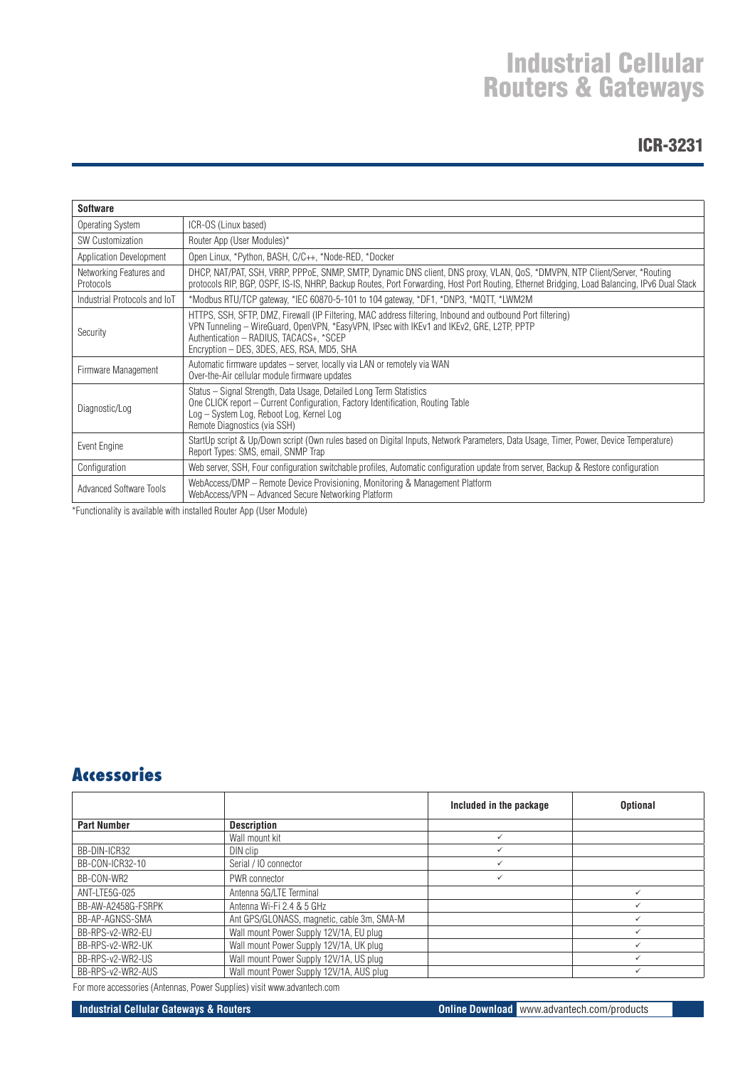# Industrial Cellular Routers & Gateways

## ICR-3231

| Software | |
|---|---|
| Operating System | ICR-OS (Linux based) |
| SW Customization | Router App (User Modules)* |
| Application Development | Open Linux, *Python, BASH, C/C++, *Node-RED, *Docker |
| Networking Features and Protocols | DHCP, NAT/PAT, SSH, VRRP, PPPoE, SNMP, SMTP, Dynamic DNS client, DNS proxy, VLAN, QoS, *DMVPN, NTP Client/Server, *Routing protocols RIP, BGP, OSPF, IS-IS, NHRP, Backup Routes, Port Forwarding, Host Port Routing, Ethernet Bridging, Load Balancing, IPv6 Dual Stack |
| Industrial Protocols and IoT | *Modbus RTU/TCP gateway, *IEC 60870-5-101 to 104 gateway, *DF1, *DNP3, *MQTT, *LWM2M |
| Security | HTTPS, SSH, SFTP, DMZ, Firewall (IP Filtering, MAC address filtering, Inbound and outbound Port filtering)<br>VPN Tunneling – WireGuard, OpenVPN, *EasyVPN, IPsec with IKEv1 and IKEv2, GRE, L2TP, PPTP<br>Authentication – RADIUS, TACACS+, *SCEP<br>Encryption – DES, 3DES, AES, RSA, MD5, SHA |
| Firmware Management | Automatic firmware updates – server, locally via LAN or remotely via WAN<br>Over-the-Air cellular module firmware updates |
| Diagnostic/Log | Status – Signal Strength, Data Usage, Detailed Long Term Statistics<br>One CLICK report – Current Configuration, Factory Identification, Routing Table<br>Log – System Log, Reboot Log, Kernel Log<br>Remote Diagnostics (via SSH) |
| Event Engine | StartUp script & Up/Down script (Own rules based on Digital Inputs, Network Parameters, Data Usage, Timer, Power, Device Temperature)<br>Report Types: SMS, email, SNMP Trap |
| Configuration | Web server, SSH, Four configuration switchable profiles, Automatic configuration update from server, Backup & Restore configuration |
| Advanced Software Tools | WebAccess/DMP – Remote Device Provisioning, Monitoring & Management Platform<br>WebAccess/VPN – Advanced Secure Networking Platform |

*Functionality is available with installed Router App (User Module)

## Accessories

| Part Number | Description | Included in the package | Optional |
|---|---|---|---|
| | Wall mount kit | ✓ | |
| BB-DIN-ICR32 | DIN clip | ✓ | |
| BB-CON-ICR32-10 | Serial / IO connector | ✓ | |
| BB-CON-WR2 | PWR connector | ✓ | |
| ANT-LTE5G-025 | Antenna 5G/LTE Terminal | | ✓ |
| BB-AW-A2458G-FSRPK | Antenna Wi-Fi 2.4 & 5 GHz | | ✓ |
| BB-AP-AGNSS-SMA | Ant GPS/GLONASS, magnetic, cable 3m, SMA-M | | ✓ |
| BB-RPS-v2-WR2-EU | Wall mount Power Supply 12V/1A, EU plug | | ✓ |
| BB-RPS-v2-WR2-UK | Wall mount Power Supply 12V/1A, UK plug | | ✓ |
| BB-RPS-v2-WR2-US | Wall mount Power Supply 12V/1A, US plug | | ✓ |
| BB-RPS-v2-WR2-AUS | Wall mount Power Supply 12V/1A, AUS plug | | ✓ |

For more accessories (Antennas, Power Supplies) visit www.advantech.com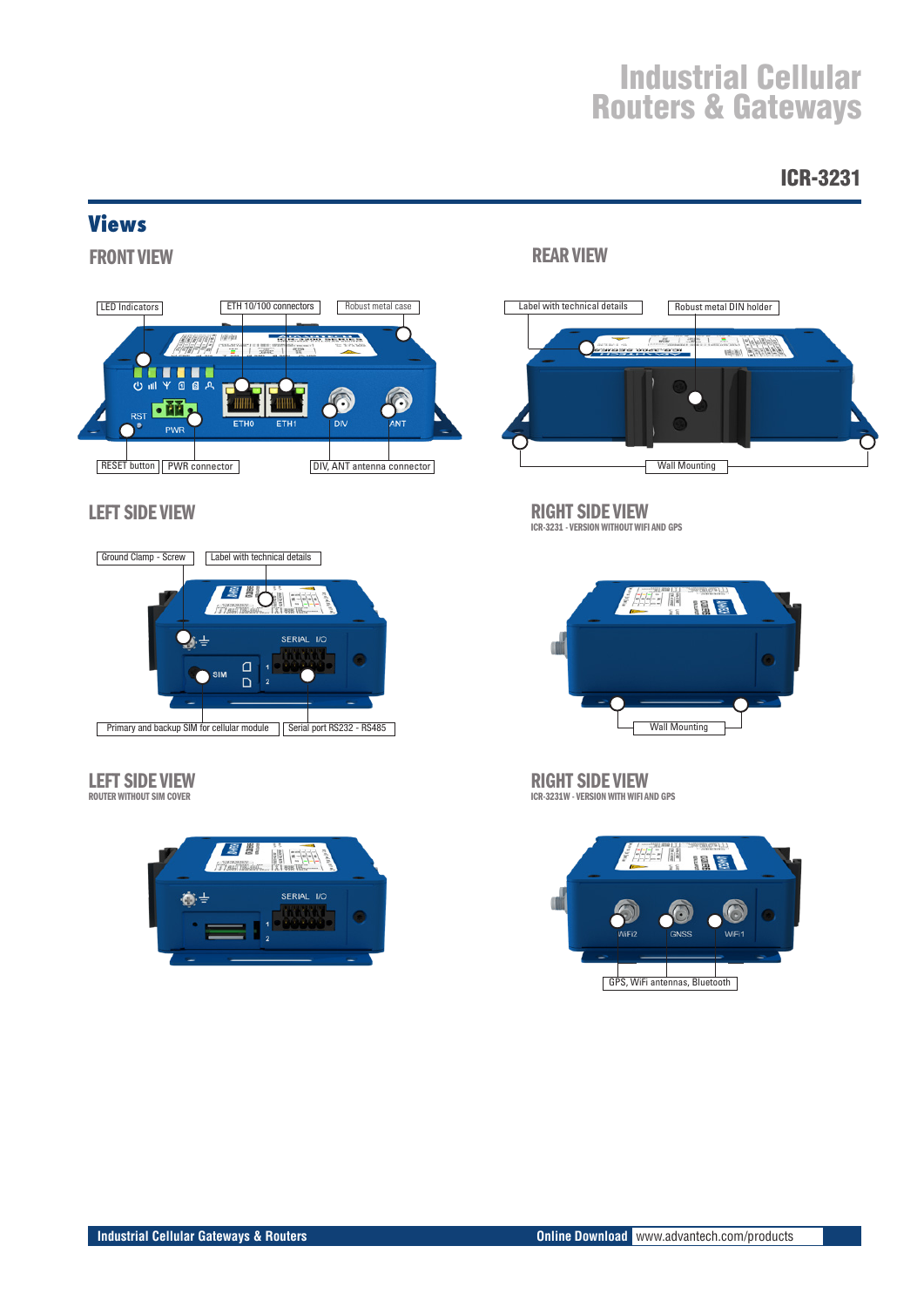# Industrial Cellular Routers & Gateways

## ICR-3231

## Views

### FRONT VIEW

LED Indicators | ETH 10/100 connectors | Robust metal case

RESET button | PWR connector | DIV, ANT antenna connector

### REAR VIEW

Label with technical details | Robust metal DIN holder

Wall Mounting

### LEFT SIDE VIEW

Ground Clamp - Screw | Label with technical details

Primary and backup SIM for cellular module | Serial port RS232 - RS485

### RIGHT SIDE VIEW

ICR-3231 - VERSION WITHOUT WIFI AND GPS

Wall Mounting

### LEFT SIDE VIEW

ROUTER WITHOUT SIM COVER

### RIGHT SIDE VIEW

ICR-3231W - VERSION WITH WIFI AND GPS

GPS, WiFi antennas, Bluetooth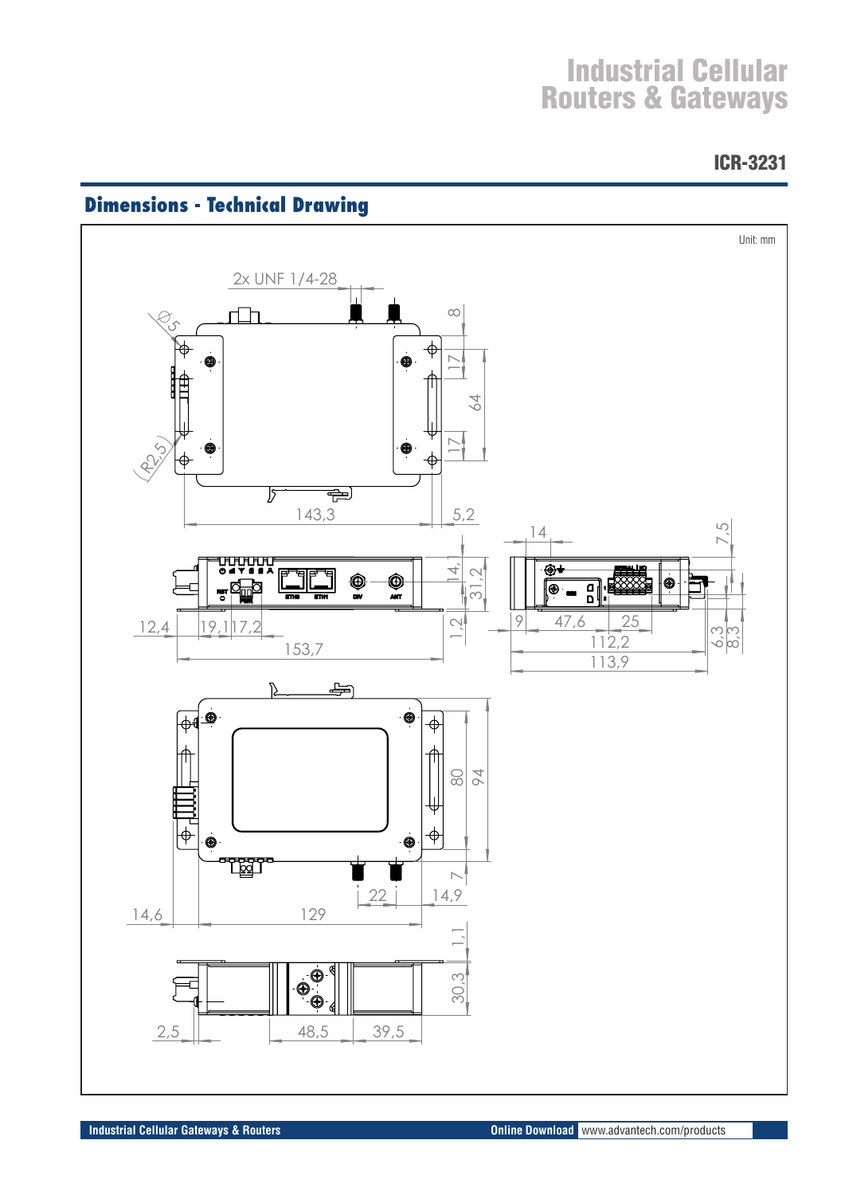# Industrial Cellular Routers & Gateways

## ICR-3231

## Dimensions - Technical Drawing

Unit: mm

2x UNF 1/4-28

Ø5

R2,5

8

17

64

17

143,3

5,2

14

7,5

14,1

31,2

12,4

19,1

17,2

1,2

9

47,6

25

112,2

113,9

6,3

8,3

153,7

80

94

7

22

14,9

14,6

129

1,1

30,3

2,5

48,5

39,5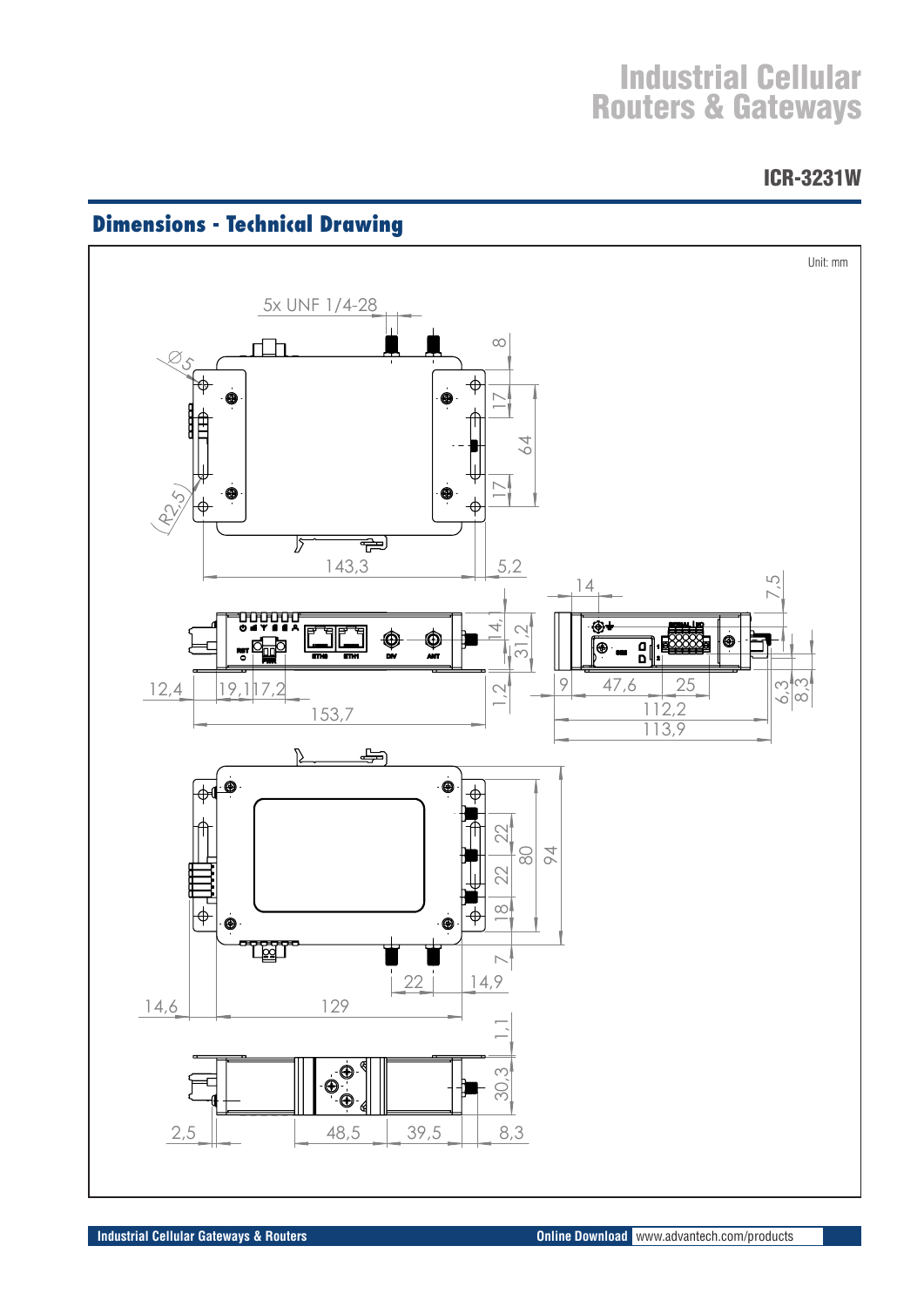# Industrial Cellular Routers & Gateways

## ICR-3231W

## Dimensions - Technical Drawing

Unit: mm

5x UNF 1/4-28

Ø5

R2,5

8

17

64

17

143,3

5,2

14

7,5

14,1

31,2

RST

PWR

ETH0

ETH1

DIV

ANT

12,4

19,1

17,2

1,2

153,7

9

47,6

25

112,2

113,9

6,3

8,3

22

80

94

22

18

7

22

14,9

14,6

129

1,1

30,3

2,5

48,5

39,5

8,3